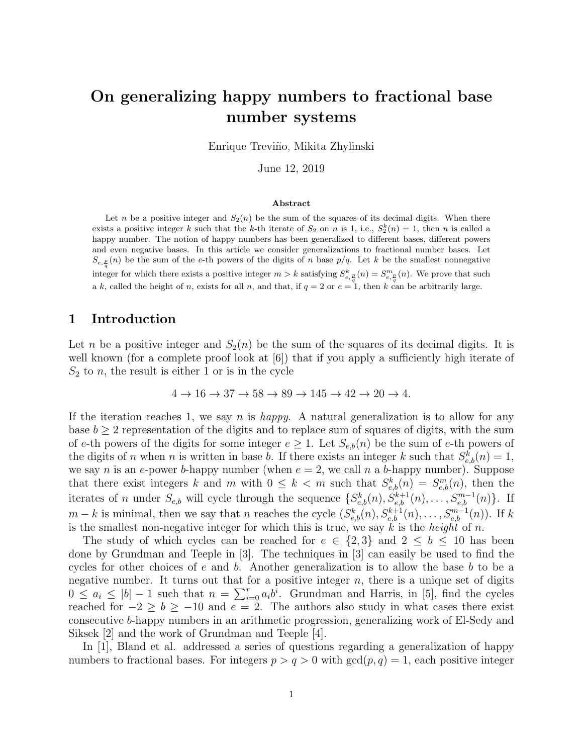# On generalizing happy numbers to fractional base number systems

Enrique Treviño, Mikita Zhylinski

June 12, 2019

### Abstract

Let $n$ be a positive integer and $S_2(n)$ be the sum of the squares of its decimal digits. When there exists a positive integer $k$ such that the $k$-th iterate of $S_2$ on $n$ is 1, i.e., $S_2^k(n) = 1$, then $n$ is called a happy number. The notion of happy numbers has been generalized to different bases, different powers and even negative bases. In this article we consider generalizations to fractional number bases. Let $S_{e,\frac{p}{q}}(n)$ be the sum of the $e$-th powers of the digits of $n$ base $p/q$. Let $k$ be the smallest nonnegative integer for which there exists a positive integer $m > k$ satisfying $S^k_{e,\frac{p}{q}}(n) = S^m_{e,\frac{p}{q}}(n)$. We prove that such a $k$, called the height of $n$, exists for all $n$, and that, if $q = 2$ or $e = 1$, then $k$ can be arbitrarily large.

## 1 Introduction

Let $n$ be a positive integer and $S_2(n)$ be the sum of the squares of its decimal digits. It is well known (for a complete proof look at [6]) that if you apply a sufficiently high iterate of $S_2$ to $n$, the result is either 1 or is in the cycle

$$4 \to 16 \to 37 \to 58 \to 89 \to 145 \to 42 \to 20 \to 4.$$

If the iteration reaches 1, we say $n$ is *happy*. A natural generalization is to allow for any base $b \geq 2$ representation of the digits and to replace sum of squares of digits, with the sum of $e$-th powers of the digits for some integer $e \geq 1$. Let $S_{e,b}(n)$ be the sum of $e$-th powers of the digits of $n$ when $n$ is written in base $b$. If there exists an integer $k$ such that $S^k_{e,b}(n) = 1$, we say $n$ is an $e$-power $b$-happy number (when $e = 2$, we call $n$ a $b$-happy number). Suppose that there exist integers $k$ and $m$ with $0 \leq k < m$ such that $S^k_{e,b}(n) = S^m_{e,b}(n)$, then the iterates of $n$ under $S_{e,b}$ will cycle through the sequence $\{S^k_{e,b}(n), S^{k+1}_{e,b}(n), \ldots, S^{m-1}_{e,b}(n)\}$. If $m - k$ is minimal, then we say that $n$ reaches the cycle $(S^k_{e,b}(n), S^{k+1}_{e,b}(n), \ldots, S^{m-1}_{e,b}(n))$. If $k$ is the smallest non-negative integer for which this is true, we say $k$ is the *height* of $n$.

The study of which cycles can be reached for $e \in \{2, 3\}$ and $2 \leq b \leq 10$ has been done by Grundman and Teeple in [3]. The techniques in [3] can easily be used to find the cycles for other choices of $e$ and $b$. Another generalization is to allow the base $b$ to be a negative number. It turns out that for a positive integer $n$, there is a unique set of digits $0 \leq a_i \leq |b| - 1$ such that $n = \sum_{i=0}^{r} a_i b^i$. Grundman and Harris, in [5], find the cycles reached for $-2 \geq b \geq -10$ and $e = 2$. The authors also study in what cases there exist consecutive $b$-happy numbers in an arithmetic progression, generalizing work of El-Sedy and Siksek [2] and the work of Grundman and Teeple [4].

In [1], Bland et al. addressed a series of questions regarding a generalization of happy numbers to fractional bases. For integers $p > q > 0$ with $\gcd(p, q) = 1$, each positive integer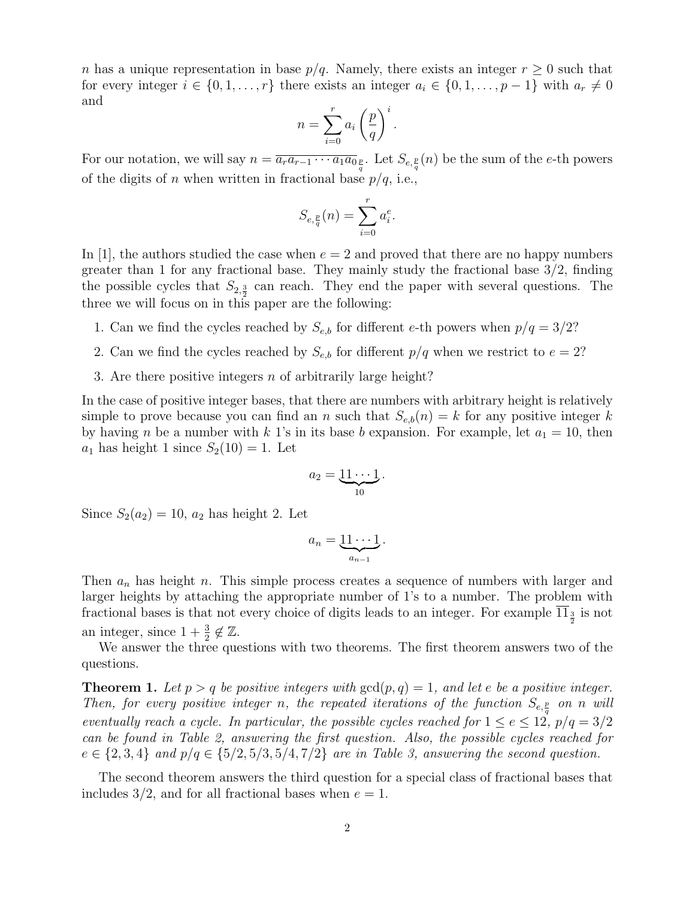$n$ has a unique representation in base $p/q$. Namely, there exists an integer $r \geq 0$ such that for every integer $i \in \{0, 1, \ldots, r\}$ there exists an integer $a_i \in \{0, 1, \ldots, p-1\}$ with $a_r \neq 0$ and

$$n = \sum_{i=0}^{r} a_i \left(\frac{p}{q}\right)^i.$$

For our notation, we will say $n = \overline{a_r a_{r-1} \cdots a_1 a_0}_{\frac{p}{q}}$. Let $S_{e,\frac{p}{q}}(n)$ be the sum of the $e$-th powers of the digits of $n$ when written in fractional base $p/q$, i.e.,

$$S_{e,\frac{p}{q}}(n) = \sum_{i=0}^{r} a_i^e.$$

In [1], the authors studied the case when $e = 2$ and proved that there are no happy numbers greater than 1 for any fractional base. They mainly study the fractional base 3/2, finding the possible cycles that $S_{2,\frac{3}{2}}$ can reach. They end the paper with several questions. The three we will focus on in this paper are the following:

1. Can we find the cycles reached by $S_{e,b}$ for different $e$-th powers when $p/q = 3/2$?
2. Can we find the cycles reached by $S_{e,b}$ for different $p/q$ when we restrict to $e = 2$?
3. Are there positive integers $n$ of arbitrarily large height?

In the case of positive integer bases, that there are numbers with arbitrary height is relatively simple to prove because you can find an $n$ such that $S_{e,b}(n) = k$ for any positive integer $k$ by having $n$ be a number with $k$ 1's in its base $b$ expansion. For example, let $a_1 = 10$, then $a_1$ has height 1 since $S_2(10) = 1$. Let

$$a_2 = \underbrace{11\cdots1}_{10}.$$

Since $S_2(a_2) = 10$, $a_2$ has height 2. Let

$$a_n = \underbrace{11\cdots1}_{a_{n-1}}.$$

Then $a_n$ has height $n$. This simple process creates a sequence of numbers with larger and larger heights by attaching the appropriate number of 1's to a number. The problem with fractional bases is that not every choice of digits leads to an integer. For example $\overline{11}_{\frac{3}{2}}$ is not an integer, since $1 + \frac{3}{2} \notin \mathbb{Z}$.

We answer the three questions with two theorems. The first theorem answers two of the questions.

**Theorem 1.** *Let $p > q$ be positive integers with $\gcd(p, q) = 1$, and let $e$ be a positive integer. Then, for every positive integer $n$, the repeated iterations of the function $S_{e,\frac{p}{q}}$ on $n$ will eventually reach a cycle. In particular, the possible cycles reached for $1 \leq e \leq 12$, $p/q = 3/2$ can be found in Table 2, answering the first question. Also, the possible cycles reached for $e \in \{2, 3, 4\}$ and $p/q \in \{5/2, 5/3, 5/4, 7/2\}$ are in Table 3, answering the second question.*

The second theorem answers the third question for a special class of fractional bases that includes 3/2, and for all fractional bases when $e = 1$.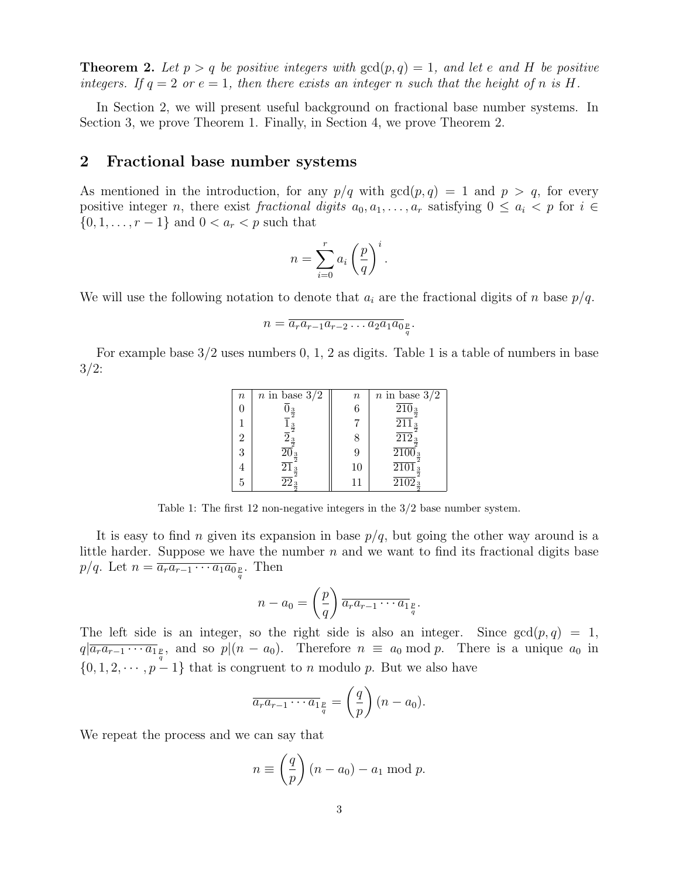**Theorem 2.** *Let $p > q$ be positive integers with $\gcd(p, q) = 1$, and let $e$ and $H$ be positive integers. If $q = 2$ or $e = 1$, then there exists an integer $n$ such that the height of $n$ is $H$.*

In Section 2, we will present useful background on fractional base number systems. In Section 3, we prove Theorem 1. Finally, in Section 4, we prove Theorem 2.

## 2 Fractional base number systems

As mentioned in the introduction, for any $p/q$ with $\gcd(p, q) = 1$ and $p > q$, for every positive integer $n$, there exist *fractional digits* $a_0, a_1, \ldots, a_r$ satisfying $0 \leq a_i < p$ for $i \in \{0, 1, \ldots, r-1\}$ and $0 < a_r < p$ such that

$$n = \sum_{i=0}^{r} a_i \left(\frac{p}{q}\right)^i.$$

We will use the following notation to denote that $a_i$ are the fractional digits of $n$ base $p/q$.

$$n = \overline{a_r a_{r-1} a_{r-2} \ldots a_2 a_1 a_0}_{\frac{p}{q}}.$$

For example base $3/2$ uses numbers 0, 1, 2 as digits. Table 1 is a table of numbers in base $3/2$:

| $n$ | $n$ in base $3/2$ | $n$ | $n$ in base $3/2$ |
|---|---|---|---|
| 0 | $\overline{0}_{\frac{3}{2}}$ | 6 | $\overline{210}_{\frac{3}{2}}$ |
| 1 | $\overline{1}_{\frac{3}{2}}$ | 7 | $\overline{211}_{\frac{3}{2}}$ |
| 2 | $\overline{2}_{\frac{3}{2}}$ | 8 | $\overline{212}_{\frac{3}{2}}$ |
| 3 | $\overline{20}_{\frac{3}{2}}$ | 9 | $\overline{2100}_{\frac{3}{2}}$ |
| 4 | $\overline{21}_{\frac{3}{2}}$ | 10 | $\overline{2101}_{\frac{3}{2}}$ |
| 5 | $\overline{22}_{\frac{3}{2}}$ | 11 | $\overline{2102}_{\frac{3}{2}}$ |

Table 1: The first 12 non-negative integers in the 3/2 base number system.

It is easy to find $n$ given its expansion in base $p/q$, but going the other way around is a little harder. Suppose we have the number $n$ and we want to find its fractional digits base $p/q$. Let $n = \overline{a_r a_{r-1} \cdots a_1 a_0}_{\frac{p}{q}}$. Then

$$n - a_0 = \left(\frac{p}{q}\right) \overline{a_r a_{r-1} \cdots a_1}_{\frac{p}{q}}.$$

The left side is an integer, so the right side is also an integer. Since $\gcd(p, q) = 1$, $q | \overline{a_r a_{r-1} \cdots a_1}_{\frac{p}{q}}$, and so $p | (n - a_0)$. Therefore $n \equiv a_0 \bmod p$. There is a unique $a_0$ in $\{0, 1, 2, \cdots, p-1\}$ that is congruent to $n$ modulo $p$. But we also have

$$\overline{a_r a_{r-1} \cdots a_1}_{\frac{p}{q}} = \left(\frac{q}{p}\right)(n - a_0).$$

We repeat the process and we can say that

$$n \equiv \left(\frac{q}{p}\right)(n - a_0) - a_1 \bmod p.$$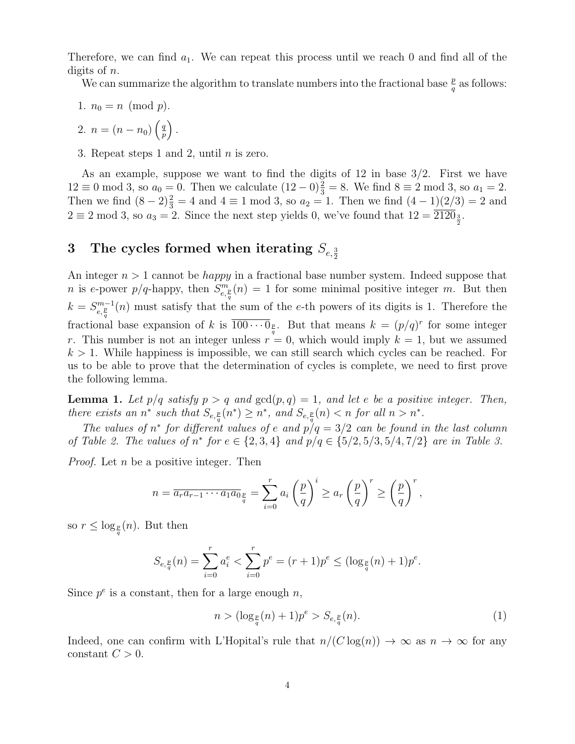Therefore, we can find $a_1$. We can repeat this process until we reach 0 and find all of the digits of $n$.

We can summarize the algorithm to translate numbers into the fractional base $\frac{p}{q}$ as follows:

1. $n_0 = n \pmod{p}$.
2. $n = (n - n_0)\left(\frac{q}{p}\right)$.
3. Repeat steps 1 and 2, until $n$ is zero.

As an example, suppose we want to find the digits of 12 in base 3/2. First we have $12 \equiv 0 \bmod 3$, so $a_0 = 0$. Then we calculate $(12-0)\frac{2}{3} = 8$. We find $8 \equiv 2 \bmod 3$, so $a_1 = 2$. Then we find $(8-2)\frac{2}{3} = 4$ and $4 \equiv 1 \bmod 3$, so $a_2 = 1$. Then we find $(4-1)(2/3) = 2$ and $2 \equiv 2 \bmod 3$, so $a_3 = 2$. Since the next step yields 0, we've found that $12 = \overline{2120}_{\frac{3}{2}}$.

## 3 The cycles formed when iterating $S_{e,\frac{3}{2}}$

An integer $n > 1$ cannot be *happy* in a fractional base number system. Indeed suppose that $n$ is $e$-power $p/q$-happy, then $S^{m}_{e,\frac{p}{q}}(n) = 1$ for some minimal positive integer $m$. But then $k = S^{m-1}_{e,\frac{p}{q}}(n)$ must satisfy that the sum of the $e$-th powers of its digits is 1. Therefore the fractional base expansion of $k$ is $\overline{100\cdots0}_{\frac{p}{q}}$. But that means $k = (p/q)^r$ for some integer $r$. This number is not an integer unless $r = 0$, which would imply $k = 1$, but we assumed $k > 1$. While happiness is impossible, we can still search which cycles can be reached. For us to be able to prove that the determination of cycles is complete, we need to first prove the following lemma.

**Lemma 1.** *Let $p/q$ satisfy $p > q$ and $\gcd(p,q) = 1$, and let $e$ be a positive integer. Then, there exists an $n^*$ such that $S_{e,\frac{p}{q}}(n^*) \geq n^*$, and $S_{e,\frac{p}{q}}(n) < n$ for all $n > n^*$.*

*The values of $n^*$ for different values of $e$ and $p/q = 3/2$ can be found in the last column of Table 2. The values of $n^*$ for $e \in \{2,3,4\}$ and $p/q \in \{5/2, 5/3, 5/4, 7/2\}$ are in Table 3.*

*Proof.* Let $n$ be a positive integer. Then

$$n = \overline{a_r a_{r-1} \cdots a_1 a_0}_{\frac{p}{q}} = \sum_{i=0}^{r} a_i \left(\frac{p}{q}\right)^i \geq a_r \left(\frac{p}{q}\right)^r \geq \left(\frac{p}{q}\right)^r,$$

so $r \leq \log_{\frac{p}{q}}(n)$. But then

$$S_{e,\frac{p}{q}}(n) = \sum_{i=0}^{r} a_i^e < \sum_{i=0}^{r} p^e = (r+1)p^e \leq (\log_{\frac{p}{q}}(n) + 1)p^e.$$

Since $p^e$ is a constant, then for a large enough $n$,

$$n > (\log_{\frac{p}{q}}(n) + 1)p^e > S_{e,\frac{p}{q}}(n). \tag{1}$$

Indeed, one can confirm with L'Hopital's rule that $n/(C\log(n)) \to \infty$ as $n \to \infty$ for any constant $C > 0$.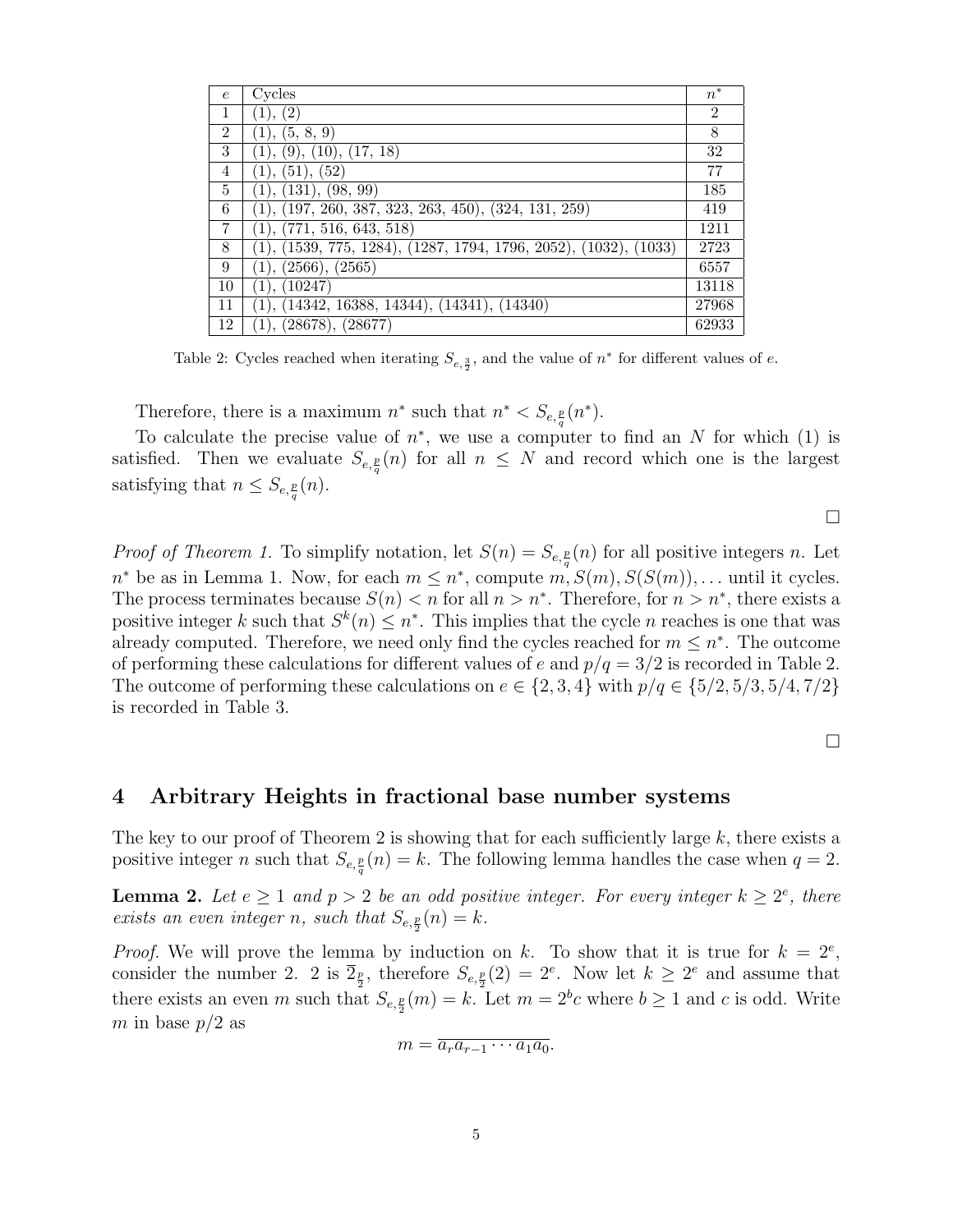| $e$ | Cycles | $n^*$ |
|---|---|---|
| 1 | (1), (2) | 2 |
| 2 | (1), (5, 8, 9) | 8 |
| 3 | (1), (9), (10), (17, 18) | 32 |
| 4 | (1), (51), (52) | 77 |
| 5 | (1), (131), (98, 99) | 185 |
| 6 | (1), (197, 260, 387, 323, 263, 450), (324, 131, 259) | 419 |
| 7 | (1), (771, 516, 643, 518) | 1211 |
| 8 | (1), (1539, 775, 1284), (1287, 1794, 1796, 2052), (1032), (1033) | 2723 |
| 9 | (1), (2566), (2565) | 6557 |
| 10 | (1), (10247) | 13118 |
| 11 | (1), (14342, 16388, 14344), (14341), (14340) | 27968 |
| 12 | (1), (28678), (28677) | 62933 |

Table 2: Cycles reached when iterating $S_{e,\frac{3}{2}}$, and the value of $n^*$ for different values of $e$.

Therefore, there is a maximum $n^*$ such that $n^* < S_{e,\frac{p}{q}}(n^*)$.

To calculate the precise value of $n^*$, we use a computer to find an $N$ for which (1) is satisfied. Then we evaluate $S_{e,\frac{p}{q}}(n)$ for all $n \leq N$ and record which one is the largest satisfying that $n \leq S_{e,\frac{p}{q}}(n)$.

□

*Proof of Theorem 1.* To simplify notation, let $S(n) = S_{e,\frac{p}{q}}(n)$ for all positive integers $n$. Let $n^*$ be as in Lemma 1. Now, for each $m \leq n^*$, compute $m, S(m), S(S(m)), \ldots$ until it cycles. The process terminates because $S(n) < n$ for all $n > n^*$. Therefore, for $n > n^*$, there exists a positive integer $k$ such that $S^k(n) \leq n^*$. This implies that the cycle $n$ reaches is one that was already computed. Therefore, we need only find the cycles reached for $m \leq n^*$. The outcome of performing these calculations for different values of $e$ and $p/q = 3/2$ is recorded in Table 2. The outcome of performing these calculations on $e \in \{2, 3, 4\}$ with $p/q \in \{5/2, 5/3, 5/4, 7/2\}$ is recorded in Table 3.

□

## 4 Arbitrary Heights in fractional base number systems

The key to our proof of Theorem 2 is showing that for each sufficiently large $k$, there exists a positive integer $n$ such that $S_{e,\frac{p}{q}}(n) = k$. The following lemma handles the case when $q = 2$.

**Lemma 2.** *Let $e \geq 1$ and $p > 2$ be an odd positive integer. For every integer $k \geq 2^e$, there exists an even integer $n$, such that $S_{e,\frac{p}{2}}(n) = k$.*

*Proof.* We will prove the lemma by induction on $k$. To show that it is true for $k = 2^e$, consider the number 2. 2 is $\overline{2}_{\frac{p}{2}}$, therefore $S_{e,\frac{p}{2}}(2) = 2^e$. Now let $k \geq 2^e$ and assume that there exists an even $m$ such that $S_{e,\frac{p}{2}}(m) = k$. Let $m = 2^b c$ where $b \geq 1$ and $c$ is odd. Write $m$ in base $p/2$ as

$$m = \overline{a_r a_{r-1} \cdots a_1 a_0}.$$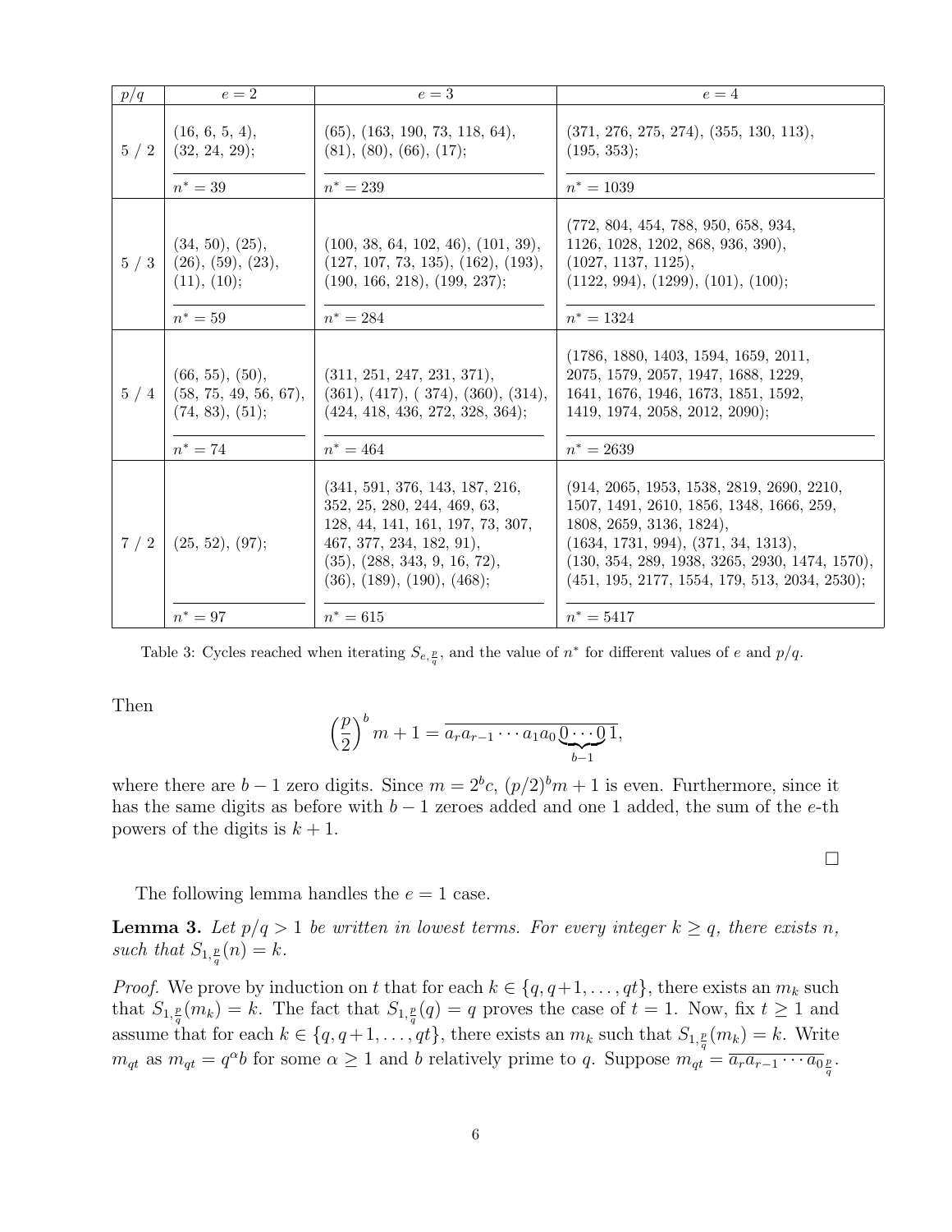| $p/q$ | $e=2$ | $e=3$ | $e=4$ |
|---|---|---|---|
| 5 / 2 | (16, 6, 5, 4), (32, 24, 29); <br> $n^* = 39$ | (65), (163, 190, 73, 118, 64), (81), (80), (66), (17); <br> $n^* = 239$ | (371, 276, 275, 274), (355, 130, 113), (195, 353); <br> $n^* = 1039$ |
| 5 / 3 | (34, 50), (25), (26), (59), (23), (11), (10); <br> $n^* = 59$ | (100, 38, 64, 102, 46), (101, 39), (127, 107, 73, 135), (162), (193), (190, 166, 218), (199, 237); <br> $n^* = 284$ | (772, 804, 454, 788, 950, 658, 934, 1126, 1028, 1202, 868, 936, 390), (1027, 1137, 1125), (1122, 994), (1299), (101), (100); <br> $n^* = 1324$ |
| 5 / 4 | (66, 55), (50), (58, 75, 49, 56, 67), (74, 83), (51); <br> $n^* = 74$ | (311, 251, 247, 231, 371), (361), (417), ( 374), (360), (314), (424, 418, 436, 272, 328, 364); <br> $n^* = 464$ | (1786, 1880, 1403, 1594, 1659, 2011, 2075, 1579, 2057, 1947, 1688, 1229, 1641, 1676, 1946, 1673, 1851, 1592, 1419, 1974, 2058, 2012, 2090); <br> $n^* = 2639$ |
| 7 / 2 | (25, 52), (97); <br> $n^* = 97$ | (341, 591, 376, 143, 187, 216, 352, 25, 280, 244, 469, 63, 128, 44, 141, 161, 197, 73, 307, 467, 377, 234, 182, 91), (35), (288, 343, 9, 16, 72), (36), (189), (190), (468); <br> $n^* = 615$ | (914, 2065, 1953, 1538, 2819, 2690, 2210, 1507, 1491, 2610, 1856, 1348, 1666, 259, 1808, 2659, 3136, 1824), (1634, 1731, 994), (371, 34, 1313), (130, 354, 289, 1938, 3265, 2930, 1474, 1570), (451, 195, 2177, 1554, 179, 513, 2034, 2530); <br> $n^* = 5417$ |

Table 3: Cycles reached when iterating $S_{e,\frac{p}{q}}$, and the value of $n^*$ for different values of $e$ and $p/q$.

Then

$$\left(\frac{p}{2}\right)^b m + 1 = \overline{a_r a_{r-1} \cdots a_1 a_0 \underbrace{0 \cdots 0}_{b-1} 1},$$

where there are $b-1$ zero digits. Since $m = 2^b c$, $(p/2)^b m + 1$ is even. Furthermore, since it has the same digits as before with $b-1$ zeroes added and one 1 added, the sum of the $e$-th powers of the digits is $k+1$.

□

The following lemma handles the $e=1$ case.

**Lemma 3.** *Let $p/q > 1$ be written in lowest terms. For every integer $k \geq q$, there exists $n$, such that $S_{1,\frac{p}{q}}(n) = k$.*

*Proof.* We prove by induction on $t$ that for each $k \in \{q, q+1, \ldots, qt\}$, there exists an $m_k$ such that $S_{1,\frac{p}{q}}(m_k) = k$. The fact that $S_{1,\frac{p}{q}}(q) = q$ proves the case of $t=1$. Now, fix $t \geq 1$ and assume that for each $k \in \{q, q+1, \ldots, qt\}$, there exists an $m_k$ such that $S_{1,\frac{p}{q}}(m_k) = k$. Write $m_{qt}$ as $m_{qt} = q^\alpha b$ for some $\alpha \geq 1$ and $b$ relatively prime to $q$. Suppose $m_{qt} = \overline{a_r a_{r-1} \cdots a_0}_{\frac{p}{q}}$.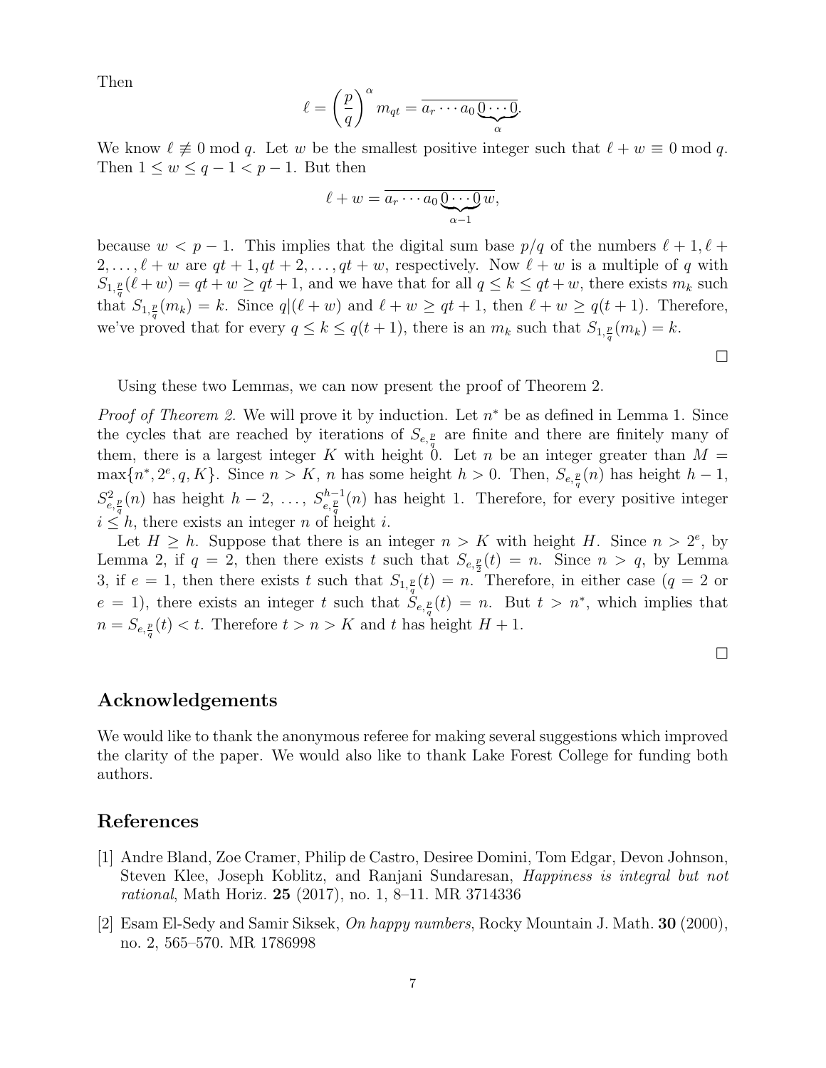Then

$$\ell = \left(\frac{p}{q}\right)^{\alpha} m_{qt} = \overline{a_r \cdots a_0 \underbrace{0 \cdots 0}_{\alpha}}.$$

We know $\ell \not\equiv 0 \bmod q$. Let $w$ be the smallest positive integer such that $\ell + w \equiv 0 \bmod q$. Then $1 \leq w \leq q - 1 < p - 1$. But then

$$\ell + w = \overline{a_r \cdots a_0 \underbrace{0 \cdots 0}_{\alpha - 1} w},$$

because $w < p - 1$. This implies that the digital sum base $p/q$ of the numbers $\ell + 1, \ell + 2, \ldots, \ell + w$ are $qt + 1, qt + 2, \ldots, qt + w$, respectively. Now $\ell + w$ is a multiple of $q$ with $S_{1,\frac{p}{q}}(\ell + w) = qt + w \geq qt + 1$, and we have that for all $q \leq k \leq qt + w$, there exists $m_k$ such that $S_{1,\frac{p}{q}}(m_k) = k$. Since $q | (\ell + w)$ and $\ell + w \geq qt + 1$, then $\ell + w \geq q(t + 1)$. Therefore, we've proved that for every $q \leq k \leq q(t + 1)$, there is an $m_k$ such that $S_{1,\frac{p}{q}}(m_k) = k$.

□

Using these two Lemmas, we can now present the proof of Theorem 2.

*Proof of Theorem 2.* We will prove it by induction. Let $n^*$ be as defined in Lemma 1. Since the cycles that are reached by iterations of $S_{e,\frac{p}{q}}$ are finite and there are finitely many of them, there is a largest integer $K$ with height 0. Let $n$ be an integer greater than $M = \max\{n^*, 2^e, q, K\}$. Since $n > K$, $n$ has some height $h > 0$. Then, $S_{e,\frac{p}{q}}(n)$ has height $h - 1$, $S^2_{e,\frac{p}{q}}(n)$ has height $h - 2$, ..., $S^{h-1}_{e,\frac{p}{q}}(n)$ has height 1. Therefore, for every positive integer $i \leq h$, there exists an integer $n$ of height $i$.

Let $H \geq h$. Suppose that there is an integer $n > K$ with height $H$. Since $n > 2^e$, by Lemma 2, if $q = 2$, then there exists $t$ such that $S_{e,\frac{p}{2}}(t) = n$. Since $n > q$, by Lemma 3, if $e = 1$, then there exists $t$ such that $S_{1,\frac{p}{q}}(t) = n$. Therefore, in either case ($q = 2$ or $e = 1$), there exists an integer $t$ such that $S_{e,\frac{p}{q}}(t) = n$. But $t > n^*$, which implies that $n = S_{e,\frac{p}{q}}(t) < t$. Therefore $t > n > K$ and $t$ has height $H + 1$.

□

## Acknowledgements

We would like to thank the anonymous referee for making several suggestions which improved the clarity of the paper. We would also like to thank Lake Forest College for funding both authors.

## References

[1] Andre Bland, Zoe Cramer, Philip de Castro, Desiree Domini, Tom Edgar, Devon Johnson, Steven Klee, Joseph Koblitz, and Ranjani Sundaresan, *Happiness is integral but not rational*, Math Horiz. **25** (2017), no. 1, 8–11. MR 3714336

[2] Esam El-Sedy and Samir Siksek, *On happy numbers*, Rocky Mountain J. Math. **30** (2000), no. 2, 565–570. MR 1786998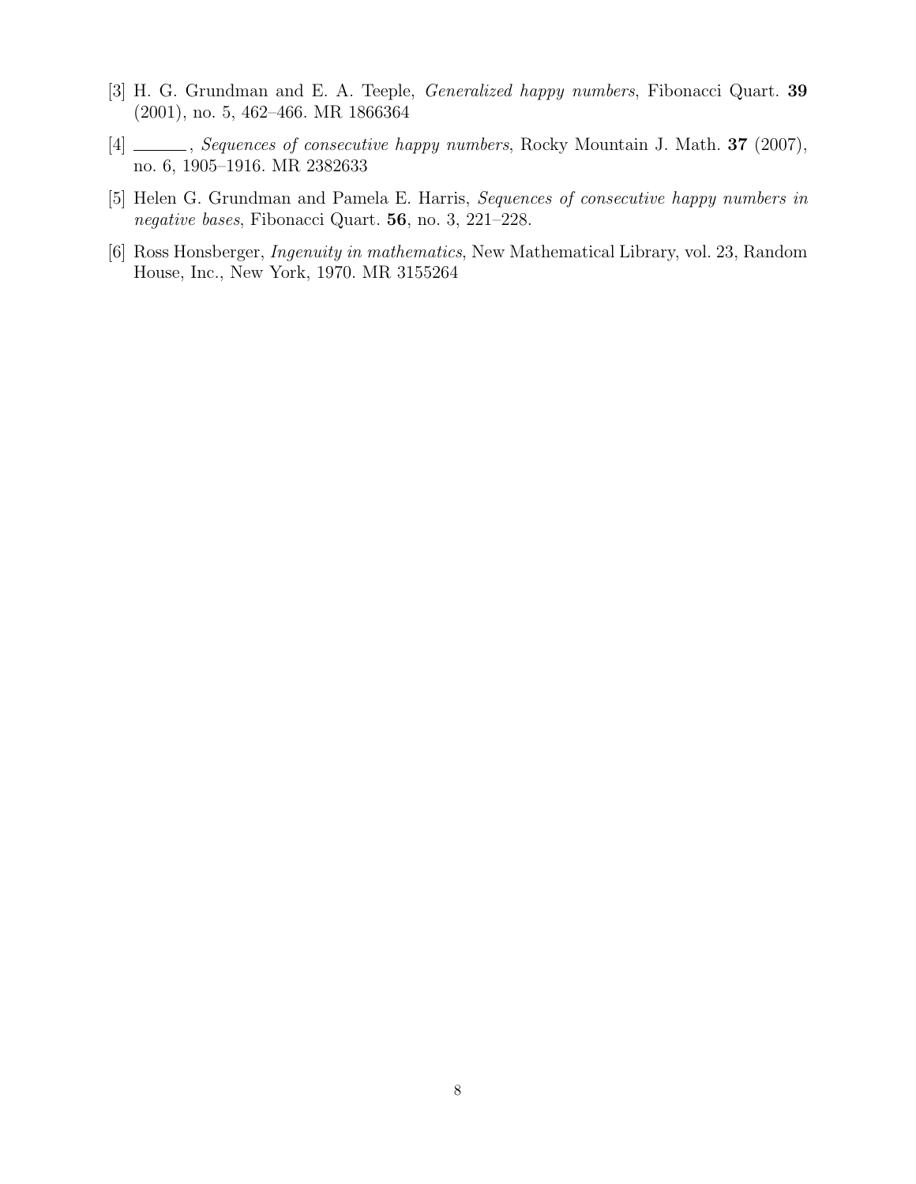[3] H. G. Grundman and E. A. Teeple, *Generalized happy numbers*, Fibonacci Quart. **39** (2001), no. 5, 462–466. MR 1866364

[4] ______, *Sequences of consecutive happy numbers*, Rocky Mountain J. Math. **37** (2007), no. 6, 1905–1916. MR 2382633

[5] Helen G. Grundman and Pamela E. Harris, *Sequences of consecutive happy numbers in negative bases*, Fibonacci Quart. **56**, no. 3, 221–228.

[6] Ross Honsberger, *Ingenuity in mathematics*, New Mathematical Library, vol. 23, Random House, Inc., New York, 1970. MR 3155264